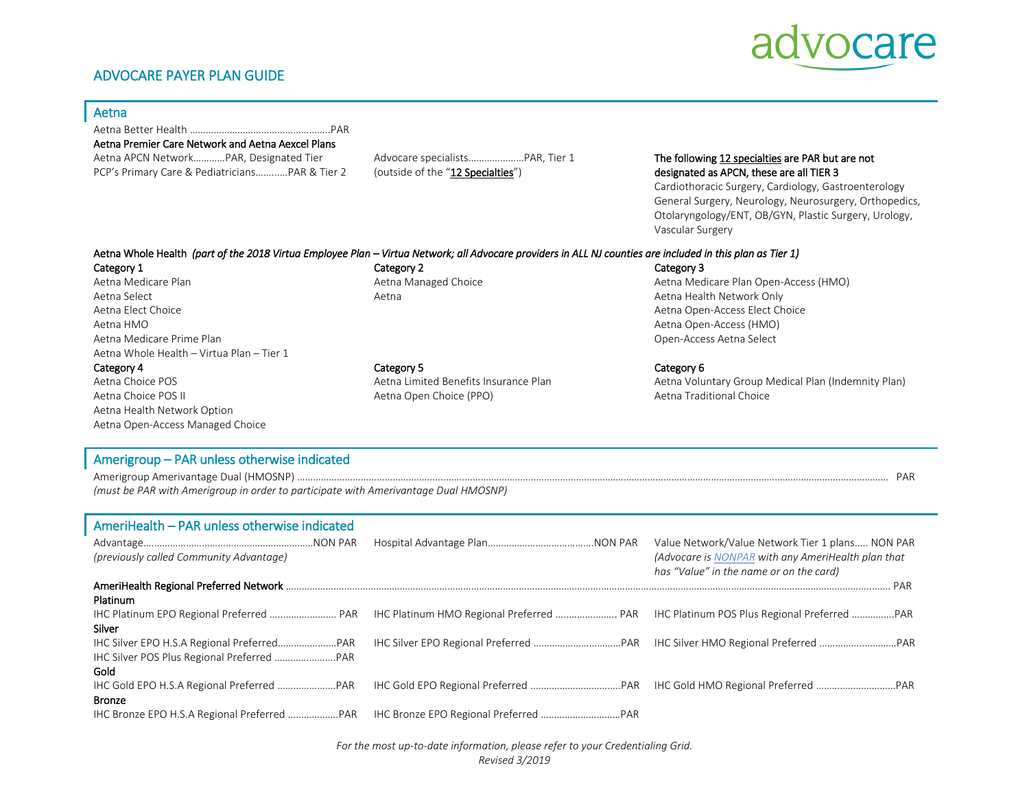# ADVOCARE PAYER PLAN GUIDE

## Aetna

Aetna Better Health ....................................................PAR

**Aetna Premier Care Network and Aetna Aexcel Plans**

Aetna APCN Network............PAR, Designated Tier
PCP's Primary Care & Pediatricians............PAR & Tier 2

Advocare specialists.....................PAR, Tier 1
(outside of the "12 Specialties")

**The following 12 specialties are PAR but are not designated as APCN, these are all TIER 3**
Cardiothoracic Surgery, Cardiology, Gastroenterology General Surgery, Neurology, Neurosurgery, Orthopedics, Otolaryngology/ENT, OB/GYN, Plastic Surgery, Urology, Vascular Surgery

**Aetna Whole Health** *(part of the 2018 Virtua Employee Plan – Virtua Network; all Advocare providers in ALL NJ counties are included in this plan as Tier 1)*

**Category 1**
- Aetna Medicare Plan
- Aetna Select
- Aetna Elect Choice
- Aetna HMO
- Aetna Medicare Prime Plan
- Aetna Whole Health – Virtua Plan – Tier 1

**Category 2**
- Aetna Managed Choice
- Aetna

**Category 3**
- Aetna Medicare Plan Open-Access (HMO)
- Aetna Health Network Only
- Aetna Open-Access Elect Choice
- Aetna Open-Access (HMO)
- Open-Access Aetna Select

**Category 4**
- Aetna Choice POS
- Aetna Choice POS II
- Aetna Health Network Option
- Aetna Open-Access Managed Choice

**Category 5**
- Aetna Limited Benefits Insurance Plan
- Aetna Open Choice (PPO)

**Category 6**
- Aetna Voluntary Group Medical Plan (Indemnity Plan)
- Aetna Traditional Choice

## Amerigroup – PAR unless otherwise indicated

Amerigroup Amerivantage Dual (HMOSNP) ........................................ PAR
*(must be PAR with Amerigroup in order to participate with Amerivantage Dual HMOSNP)*

## AmeriHealth – PAR unless otherwise indicated

Advantage................................................................NON PAR
*(previously called Community Advantage)*

Hospital Advantage Plan.......................................NON PAR

Value Network/Value Network Tier 1 plans..... NON PAR
*(Advocare is NONPAR with any AmeriHealth plan that has "Value" in the name or on the card)*

**AmeriHealth Regional Preferred Network** ........................................ PAR

**Platinum**
- IHC Platinum EPO Regional Preferred ......................... PAR
- IHC Platinum HMO Regional Preferred ....................... PAR
- IHC Platinum POS Plus Regional Preferred ................PAR

**Silver**
- IHC Silver EPO H.S.A Regional Preferred......................PAR
- IHC Silver POS Plus Regional Preferred .......................PAR
- IHC Silver EPO Regional Preferred .................................PAR
- IHC Silver HMO Regional Preferred ..............................PAR

**Gold**
- IHC Gold EPO H.S.A Regional Preferred ......................PAR
- IHC Gold EPO Regional Preferred ..................................PAR
- IHC Gold HMO Regional Preferred ..............................PAR

**Bronze**
- IHC Bronze EPO H.S.A Regional Preferred ...................PAR
- IHC Bronze EPO Regional Preferred .............................PAR

*For the most up-to-date information, please refer to your Credentialing Grid.*
*Revised 3/2019*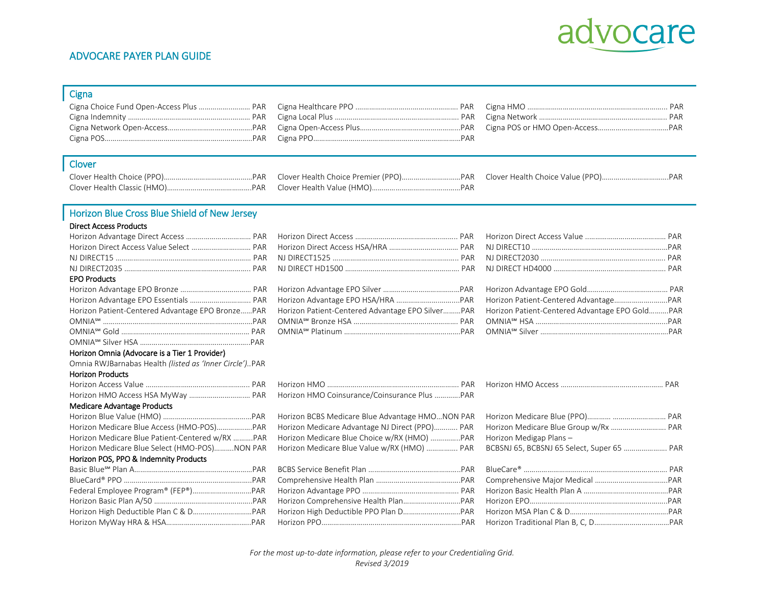# ADVOCARE PAYER PLAN GUIDE

advocare

## Cigna

| Plan | Status | Plan | Status | Plan | Status |
|---|---|---|---|---|---|
| Cigna Choice Fund Open-Access Plus | PAR | Cigna Healthcare PPO | PAR | Cigna HMO | PAR |
| Cigna Indemnity | PAR | Cigna Local Plus | PAR | Cigna Network | PAR |
| Cigna Network Open-Access | PAR | Cigna Open-Access Plus | PAR | Cigna POS or HMO Open-Access | PAR |
| Cigna POS | PAR | Cigna PPO | PAR | | |

## Clover

| Plan | Status | Plan | Status | Plan | Status |
|---|---|---|---|---|---|
| Clover Health Choice (PPO) | PAR | Clover Health Choice Premier (PPO) | PAR | Clover Health Choice Value (PPO) | PAR |
| Clover Health Classic (HMO) | PAR | Clover Health Value (HMO) | PAR | | |

## Horizon Blue Cross Blue Shield of New Jersey

### Direct Access Products

| Plan | Status | Plan | Status | Plan | Status |
|---|---|---|---|---|---|
| Horizon Advantage Direct Access | PAR | Horizon Direct Access | PAR | Horizon Direct Access Value | PAR |
| Horizon Direct Access Value Select | PAR | Horizon Direct Access HSA/HRA | PAR | NJ DIRECT10 | PAR |
| NJ DIRECT15 | PAR | NJ DIRECT1525 | PAR | NJ DIRECT2030 | PAR |
| NJ DIRECT2035 | PAR | NJ DIRECT HD1500 | PAR | NJ DIRECT HD4000 | PAR |

### EPO Products

| Plan | Status | Plan | Status | Plan | Status |
|---|---|---|---|---|---|
| Horizon Advantage EPO Bronze | PAR | Horizon Advantage EPO Silver | PAR | Horizon Advantage EPO Gold | PAR |
| Horizon Advantage EPO Essentials | PAR | Horizon Advantage EPO HSA/HRA | PAR | Horizon Patient-Centered Advantage | PAR |
| Horizon Patient-Centered Advantage EPO Bronze | PAR | Horizon Patient-Centered Advantage EPO Silver | PAR | Horizon Patient-Centered Advantage EPO Gold | PAR |
| OMNIA℠ | PAR | OMNIA℠ Bronze HSA | PAR | OMNIA℠ HSA | PAR |
| OMNIA℠ Gold | PAR | OMNIA℠ Platinum | PAR | OMNIA℠ Silver | PAR |
| OMNIA℠ Silver HSA | PAR | | | | |

### Horizon Omnia (Advocare is a Tier 1 Provider)

| Plan | Status |
|---|---|
| Omnia RWJBarnabas Health *(listed as 'Inner Circle')* | PAR |

### Horizon Products

| Plan | Status | Plan | Status | Plan | Status |
|---|---|---|---|---|---|
| Horizon Access Value | PAR | Horizon HMO | PAR | Horizon HMO Access | PAR |
| Horizon HMO Access HSA MyWay | PAR | Horizon HMO Coinsurance/Coinsurance Plus | PAR | | |

### Medicare Advantage Products

| Plan | Status | Plan | Status | Plan | Status |
|---|---|---|---|---|---|
| Horizon Blue Value (HMO) | PAR | Horizon BCBS Medicare Blue Advantage HMO | NON PAR | Horizon Medicare Blue (PPO) | PAR |
| Horizon Medicare Blue Access (HMO-POS) | PAR | Horizon Medicare Advantage NJ Direct (PPO) | PAR | Horizon Medicare Blue Group w/Rx | PAR |
| Horizon Medicare Blue Patient-Centered w/RX | PAR | Horizon Medicare Blue Choice w/RX (HMO) | PAR | Horizon Medigap Plans – BCBSNJ 65, BCBSNJ 65 Select, Super 65 | PAR |
| Horizon Medicare Blue Select (HMO-POS) | NON PAR | Horizon Medicare Blue Value w/RX (HMO) | PAR | | |

### Horizon POS, PPO & Indemnity Products

| Plan | Status | Plan | Status | Plan | Status |
|---|---|---|---|---|---|
| Basic Blue℠ Plan A | PAR | BCBS Service Benefit Plan | PAR | BlueCare® | PAR |
| BlueCard® PPO | PAR | Comprehensive Health Plan | PAR | Comprehensive Major Medical | PAR |
| Federal Employee Program® (FEP®) | PAR | Horizon Advantage PPO | PAR | Horizon Basic Health Plan A | PAR |
| Horizon Basic Plan A/50 | PAR | Horizon Comprehensive Health Plan | PAR | Horizon EPO | PAR |
| Horizon High Deductible Plan C & D | PAR | Horizon High Deductible PPO Plan D | PAR | Horizon MSA Plan C & D | PAR |
| Horizon MyWay HRA & HSA | PAR | Horizon PPO | PAR | Horizon Traditional Plan B, C, D | PAR |

*For the most up-to-date information, please refer to your Credentialing Grid.*
*Revised 3/2019*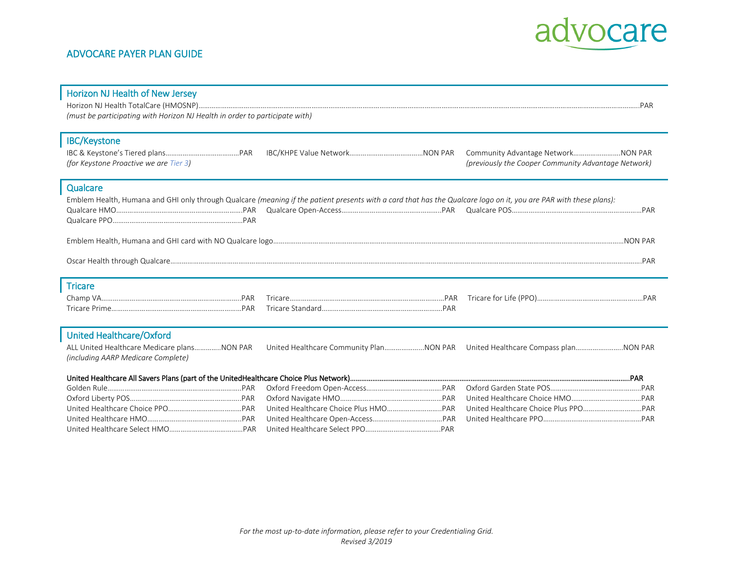## ADVOCARE PAYER PLAN GUIDE

### Horizon NJ Health of New Jersey

Horizon NJ Health TotalCare (HMOSNP)....PAR

*(must be participating with Horizon NJ Health in order to participate with)*

### IBC/Keystone

| | | |
|---|---|---|
| IBC & Keystone's Tiered plans....PAR<br>*(for Keystone Proactive we are Tier 3)* | IBC/KHPE Value Network....NON PAR | Community Advantage Network....NON PAR<br>*(previously the Cooper Community Advantage Network)* |

### Qualcare

Emblem Health, Humana and GHI only through Qualcare *(meaning if the patient presents with a card that has the Qualcare logo on it, you are PAR with these plans):*

| | | |
|---|---|---|
| Qualcare HMO....PAR | Qualcare Open-Access....PAR | Qualcare POS....PAR |
| Qualcare PPO....PAR | | |

Emblem Health, Humana and GHI card with NO Qualcare logo....NON PAR

Oscar Health through Qualcare....PAR

### Tricare

| | | |
|---|---|---|
| Champ VA....PAR | Tricare....PAR | Tricare for Life (PPO)....PAR |
| Tricare Prime....PAR | Tricare Standard....PAR | |

### United Healthcare/Oxford

| | | |
|---|---|---|
| ALL United Healthcare Medicare plans....NON PAR<br>*(including AARP Medicare Complete)* | United Healthcare Community Plan....NON PAR | United Healthcare Compass plan....NON PAR |

**United Healthcare All Savers Plans (part of the UnitedHealthcare Choice Plus Network)....PAR**

| | | |
|---|---|---|
| Golden Rule....PAR | Oxford Freedom Open-Access....PAR | Oxford Garden State POS....PAR |
| Oxford Liberty POS....PAR | Oxford Navigate HMO....PAR | United Healthcare Choice HMO....PAR |
| United Healthcare Choice PPO....PAR | United Healthcare Choice Plus HMO....PAR | United Healthcare Choice Plus PPO....PAR |
| United Healthcare HMO....PAR | United Healthcare Open-Access....PAR | United Healthcare PPO....PAR |
| United Healthcare Select HMO....PAR | United Healthcare Select PPO....PAR | |

*For the most up-to-date information, please refer to your Credentialing Grid.*
*Revised 3/2019*